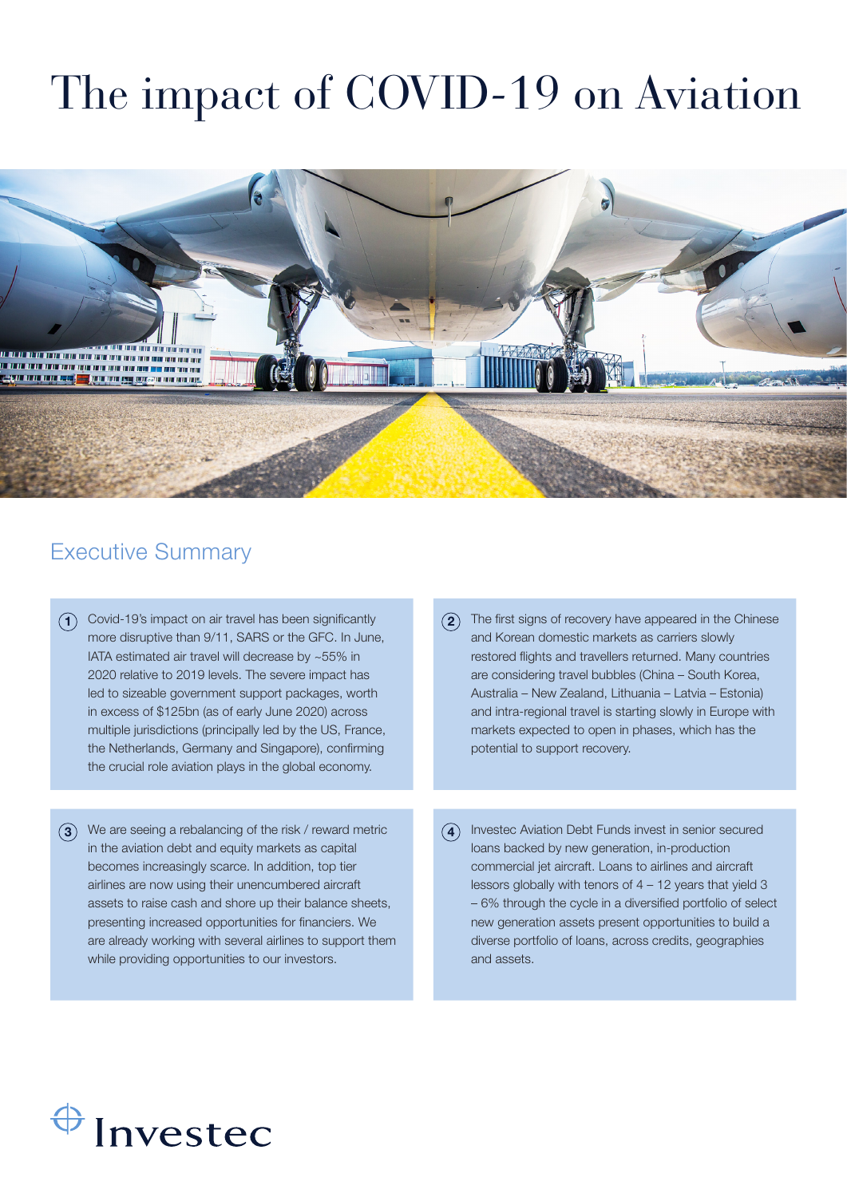# The impact of COVID-19 on Aviation

## Executive Summary

1. Covid-19's impact on air travel has been significantly more disruptive than 9/11, SARS or the GFC. In June, IATA estimated air travel will decrease by ~55% in 2020 relative to 2019 levels. The severe impact has led to sizeable government support packages, worth in excess of $125bn (as of early June 2020) across multiple jurisdictions (principally led by the US, France, the Netherlands, Germany and Singapore), confirming the crucial role aviation plays in the global economy.

2. The first signs of recovery have appeared in the Chinese and Korean domestic markets as carriers slowly restored flights and travellers returned. Many countries are considering travel bubbles (China – South Korea, Australia – New Zealand, Lithuania – Latvia – Estonia) and intra-regional travel is starting slowly in Europe with markets expected to open in phases, which has the potential to support recovery.

3. We are seeing a rebalancing of the risk / reward metric in the aviation debt and equity markets as capital becomes increasingly scarce. In addition, top tier airlines are now using their unencumbered aircraft assets to raise cash and shore up their balance sheets, presenting increased opportunities for financiers. We are already working with several airlines to support them while providing opportunities to our investors.

4. Investec Aviation Debt Funds invest in senior secured loans backed by new generation, in-production commercial jet aircraft. Loans to airlines and aircraft lessors globally with tenors of 4 – 12 years that yield 3 – 6% through the cycle in a diversified portfolio of select new generation assets present opportunities to build a diverse portfolio of loans, across credits, geographies and assets.

Investec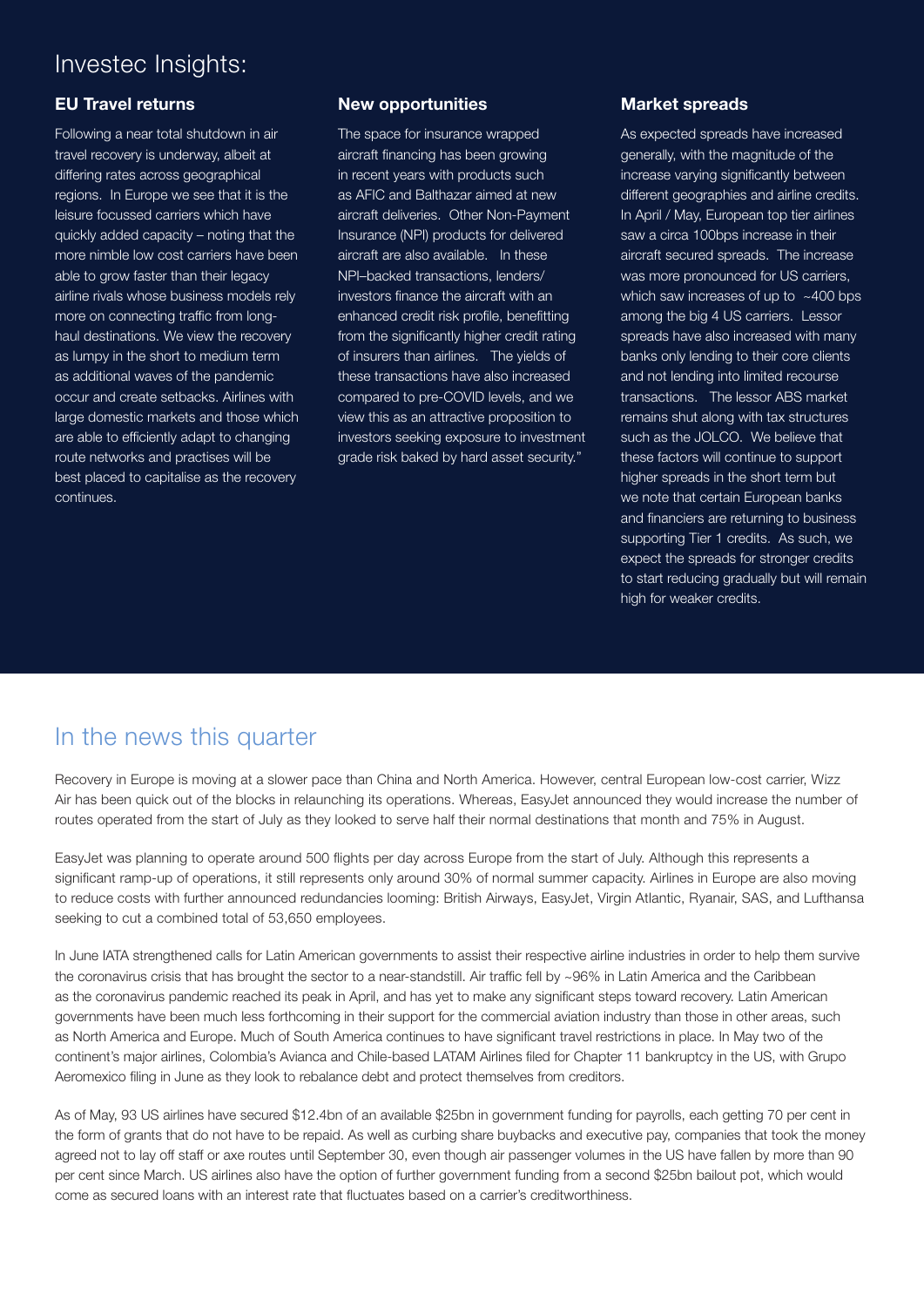# Investec Insights:

### EU Travel returns

Following a near total shutdown in air travel recovery is underway, albeit at differing rates across geographical regions. In Europe we see that it is the leisure focussed carriers which have quickly added capacity – noting that the more nimble low cost carriers have been able to grow faster than their legacy airline rivals whose business models rely more on connecting traffic from long-haul destinations. We view the recovery as lumpy in the short to medium term as additional waves of the pandemic occur and create setbacks. Airlines with large domestic markets and those which are able to efficiently adapt to changing route networks and practises will be best placed to capitalise as the recovery continues.

### New opportunities

The space for insurance wrapped aircraft financing has been growing in recent years with products such as AFIC and Balthazar aimed at new aircraft deliveries. Other Non-Payment Insurance (NPI) products for delivered aircraft are also available. In these NPI–backed transactions, lenders/ investors finance the aircraft with an enhanced credit risk profile, benefitting from the significantly higher credit rating of insurers than airlines. The yields of these transactions have also increased compared to pre-COVID levels, and we view this as an attractive proposition to investors seeking exposure to investment grade risk baked by hard asset security."

### Market spreads

As expected spreads have increased generally, with the magnitude of the increase varying significantly between different geographies and airline credits. In April / May, European top tier airlines saw a circa 100bps increase in their aircraft secured spreads. The increase was more pronounced for US carriers, which saw increases of up to ~400 bps among the big 4 US carriers. Lessor spreads have also increased with many banks only lending to their core clients and not lending into limited recourse transactions. The lessor ABS market remains shut along with tax structures such as the JOLCO. We believe that these factors will continue to support higher spreads in the short term but we note that certain European banks and financiers are returning to business supporting Tier 1 credits. As such, we expect the spreads for stronger credits to start reducing gradually but will remain high for weaker credits.

## In the news this quarter

Recovery in Europe is moving at a slower pace than China and North America. However, central European low-cost carrier, Wizz Air has been quick out of the blocks in relaunching its operations. Whereas, EasyJet announced they would increase the number of routes operated from the start of July as they looked to serve half their normal destinations that month and 75% in August.

EasyJet was planning to operate around 500 flights per day across Europe from the start of July. Although this represents a significant ramp-up of operations, it still represents only around 30% of normal summer capacity. Airlines in Europe are also moving to reduce costs with further announced redundancies looming: British Airways, EasyJet, Virgin Atlantic, Ryanair, SAS, and Lufthansa seeking to cut a combined total of 53,650 employees.

In June IATA strengthened calls for Latin American governments to assist their respective airline industries in order to help them survive the coronavirus crisis that has brought the sector to a near-standstill. Air traffic fell by ~96% in Latin America and the Caribbean as the coronavirus pandemic reached its peak in April, and has yet to make any significant steps toward recovery. Latin American governments have been much less forthcoming in their support for the commercial aviation industry than those in other areas, such as North America and Europe. Much of South America continues to have significant travel restrictions in place. In May two of the continent's major airlines, Colombia's Avianca and Chile-based LATAM Airlines filed for Chapter 11 bankruptcy in the US, with Grupo Aeromexico filing in June as they look to rebalance debt and protect themselves from creditors.

As of May, 93 US airlines have secured $12.4bn of an available $25bn in government funding for payrolls, each getting 70 per cent in the form of grants that do not have to be repaid. As well as curbing share buybacks and executive pay, companies that took the money agreed not to lay off staff or axe routes until September 30, even though air passenger volumes in the US have fallen by more than 90 per cent since March. US airlines also have the option of further government funding from a second $25bn bailout pot, which would come as secured loans with an interest rate that fluctuates based on a carrier's creditworthiness.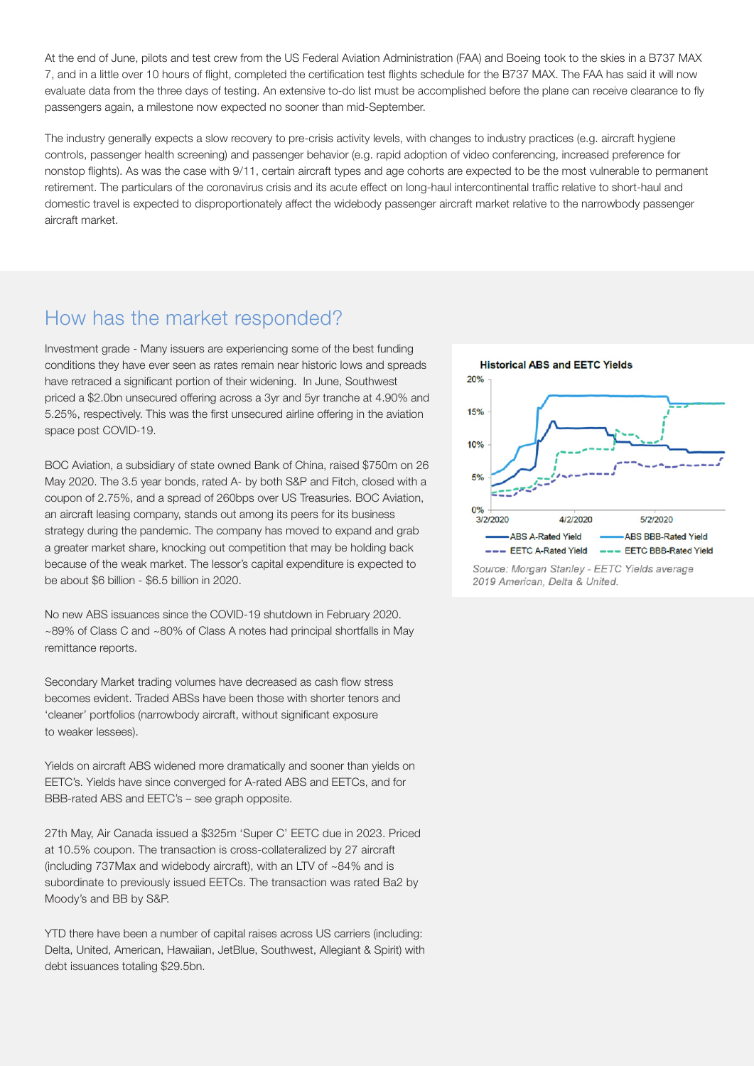At the end of June, pilots and test crew from the US Federal Aviation Administration (FAA) and Boeing took to the skies in a B737 MAX 7, and in a little over 10 hours of flight, completed the certification test flights schedule for the B737 MAX. The FAA has said it will now evaluate data from the three days of testing. An extensive to-do list must be accomplished before the plane can receive clearance to fly passengers again, a milestone now expected no sooner than mid-September.

The industry generally expects a slow recovery to pre-crisis activity levels, with changes to industry practices (e.g. aircraft hygiene controls, passenger health screening) and passenger behavior (e.g. rapid adoption of video conferencing, increased preference for nonstop flights). As was the case with 9/11, certain aircraft types and age cohorts are expected to be the most vulnerable to permanent retirement. The particulars of the coronavirus crisis and its acute effect on long-haul intercontinental traffic relative to short-haul and domestic travel is expected to disproportionately affect the widebody passenger aircraft market relative to the narrowbody passenger aircraft market.

## How has the market responded?

Investment grade - Many issuers are experiencing some of the best funding conditions they have ever seen as rates remain near historic lows and spreads have retraced a significant portion of their widening. In June, Southwest priced a $2.0bn unsecured offering across a 3yr and 5yr tranche at 4.90% and 5.25%, respectively. This was the first unsecured airline offering in the aviation space post COVID-19.

BOC Aviation, a subsidiary of state owned Bank of China, raised $750m on 26 May 2020. The 3.5 year bonds, rated A- by both S&P and Fitch, closed with a coupon of 2.75%, and a spread of 260bps over US Treasuries. BOC Aviation, an aircraft leasing company, stands out among its peers for its business strategy during the pandemic. The company has moved to expand and grab a greater market share, knocking out competition that may be holding back because of the weak market. The lessor's capital expenditure is expected to be about $6 billion - $6.5 billion in 2020.

No new ABS issuances since the COVID-19 shutdown in February 2020. ~89% of Class C and ~80% of Class A notes had principal shortfalls in May remittance reports.

Secondary Market trading volumes have decreased as cash flow stress becomes evident. Traded ABSs have been those with shorter tenors and 'cleaner' portfolios (narrowbody aircraft, without significant exposure to weaker lessees).

Yields on aircraft ABS widened more dramatically and sooner than yields on EETC's. Yields have since converged for A-rated ABS and EETCs, and for BBB-rated ABS and EETC's – see graph opposite.

27th May, Air Canada issued a $325m 'Super C' EETC due in 2023. Priced at 10.5% coupon. The transaction is cross-collateralized by 27 aircraft (including 737Max and widebody aircraft), with an LTV of ~84% and is subordinate to previously issued EETCs. The transaction was rated Ba2 by Moody's and BB by S&P.

YTD there have been a number of capital raises across US carriers (including: Delta, United, American, Hawaiian, JetBlue, Southwest, Allegiant & Spirit) with debt issuances totaling $29.5bn.

**Historical ABS and EETC Yields**

*Source: Morgan Stanley - EETC Yields average 2019 American, Delta & United.*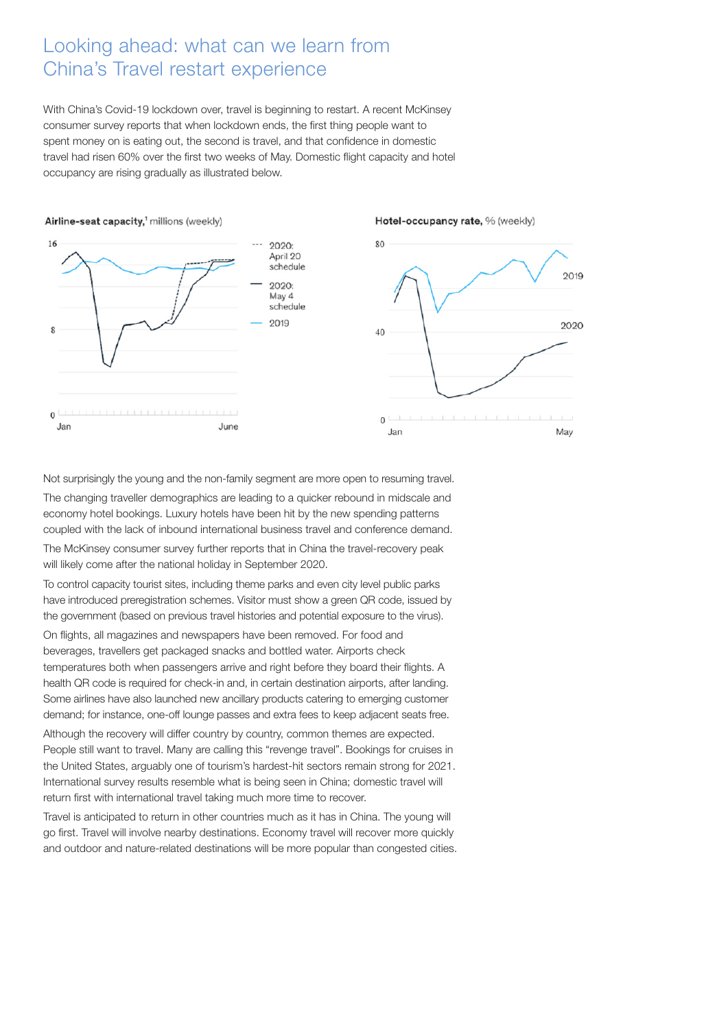# Looking ahead: what can we learn from China's Travel restart experience

With China's Covid-19 lockdown over, travel is beginning to restart. A recent McKinsey consumer survey reports that when lockdown ends, the first thing people want to spent money on is eating out, the second is travel, and that confidence in domestic travel had risen 60% over the first two weeks of May. Domestic flight capacity and hotel occupancy are rising gradually as illustrated below.

**Airline-seat capacity,**[1] millions (weekly)

**Hotel-occupancy rate,** % (weekly)

Not surprisingly the young and the non-family segment are more open to resuming travel.

The changing traveller demographics are leading to a quicker rebound in midscale and economy hotel bookings. Luxury hotels have been hit by the new spending patterns coupled with the lack of inbound international business travel and conference demand.

The McKinsey consumer survey further reports that in China the travel-recovery peak will likely come after the national holiday in September 2020.

To control capacity tourist sites, including theme parks and even city level public parks have introduced preregistration schemes. Visitor must show a green QR code, issued by the government (based on previous travel histories and potential exposure to the virus).

On flights, all magazines and newspapers have been removed. For food and beverages, travellers get packaged snacks and bottled water. Airports check temperatures both when passengers arrive and right before they board their flights. A health QR code is required for check-in and, in certain destination airports, after landing. Some airlines have also launched new ancillary products catering to emerging customer demand; for instance, one-off lounge passes and extra fees to keep adjacent seats free.

Although the recovery will differ country by country, common themes are expected. People still want to travel. Many are calling this "revenge travel". Bookings for cruises in the United States, arguably one of tourism's hardest-hit sectors remain strong for 2021. International survey results resemble what is being seen in China; domestic travel will return first with international travel taking much more time to recover.

Travel is anticipated to return in other countries much as it has in China. The young will go first. Travel will involve nearby destinations. Economy travel will recover more quickly and outdoor and nature-related destinations will be more popular than congested cities.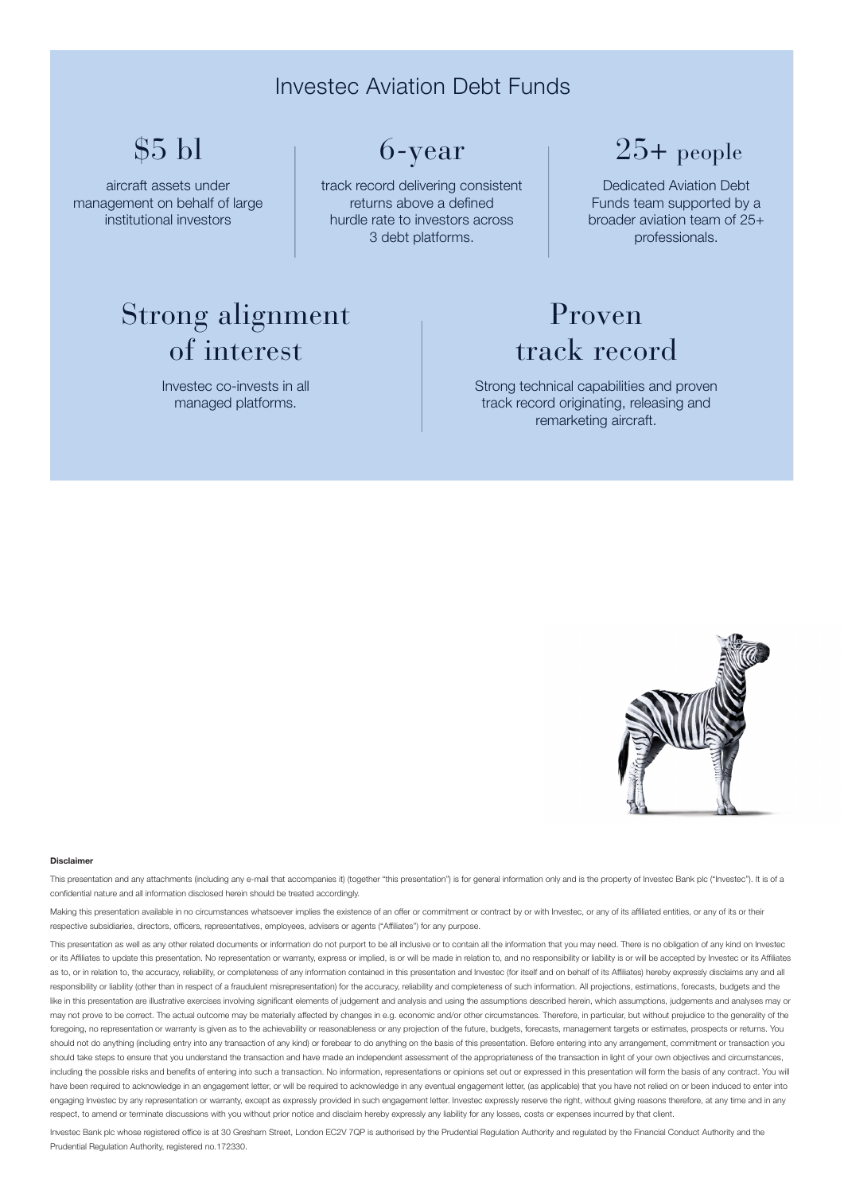# Investec Aviation Debt Funds

## $5 bl

aircraft assets under management on behalf of large institutional investors

## 6-year

track record delivering consistent returns above a defined hurdle rate to investors across 3 debt platforms.

## 25+ people

Dedicated Aviation Debt Funds team supported by a broader aviation team of 25+ professionals.

## Strong alignment of interest

Investec co-invests in all managed platforms.

## Proven track record

Strong technical capabilities and proven track record originating, releasing and remarketing aircraft.

**Disclaimer**

This presentation and any attachments (including any e-mail that accompanies it) (together "this presentation") is for general information only and is the property of Investec Bank plc ("Investec"). It is of a confidential nature and all information disclosed herein should be treated accordingly.

Making this presentation available in no circumstances whatsoever implies the existence of an offer or commitment or contract by or with Investec, or any of its affiliated entities, or any of its or their respective subsidiaries, directors, officers, representatives, employees, advisers or agents ("Affiliates") for any purpose.

This presentation as well as any other related documents or information do not purport to be all inclusive or to contain all the information that you may need. There is no obligation of any kind on Investec or its Affiliates to update this presentation. No representation or warranty, express or implied, is or will be made in relation to, and no responsibility or liability is or will be accepted by Investec or its Affiliates as to, or in relation to, the accuracy, reliability, or completeness of any information contained in this presentation and Investec (for itself and on behalf of its Affiliates) hereby expressly disclaims any and all responsibility or liability (other than in respect of a fraudulent misrepresentation) for the accuracy, reliability and completeness of such information. All projections, estimations, forecasts, budgets and the like in this presentation are illustrative exercises involving significant elements of judgement and analysis and using the assumptions described herein, which assumptions, judgements and analyses may or may not prove to be correct. The actual outcome may be materially affected by changes in e.g. economic and/or other circumstances. Therefore, in particular, but without prejudice to the generality of the foregoing, no representation or warranty is given as to the achievability or reasonableness or any projection of the future, budgets, forecasts, management targets or estimates, prospects or returns. You should not do anything (including entry into any transaction of any kind) or forebear to do anything on the basis of this presentation. Before entering into any arrangement, commitment or transaction you should take steps to ensure that you understand the transaction and have made an independent assessment of the appropriateness of the transaction in light of your own objectives and circumstances, including the possible risks and benefits of entering into such a transaction. No information, representations or opinions set out or expressed in this presentation will form the basis of any contract. You will have been required to acknowledge in an engagement letter, or will be required to acknowledge in any eventual engagement letter, (as applicable) that you have not relied on or been induced to enter into engaging Investec by any representation or warranty, except as expressly provided in such engagement letter. Investec expressly reserve the right, without giving reasons therefore, at any time and in any respect, to amend or terminate discussions with you without prior notice and disclaim hereby expressly any liability for any losses, costs or expenses incurred by that client.

Investec Bank plc whose registered office is at 30 Gresham Street, London EC2V 7QP is authorised by the Prudential Regulation Authority and regulated by the Financial Conduct Authority and the Prudential Regulation Authority, registered no.172330.